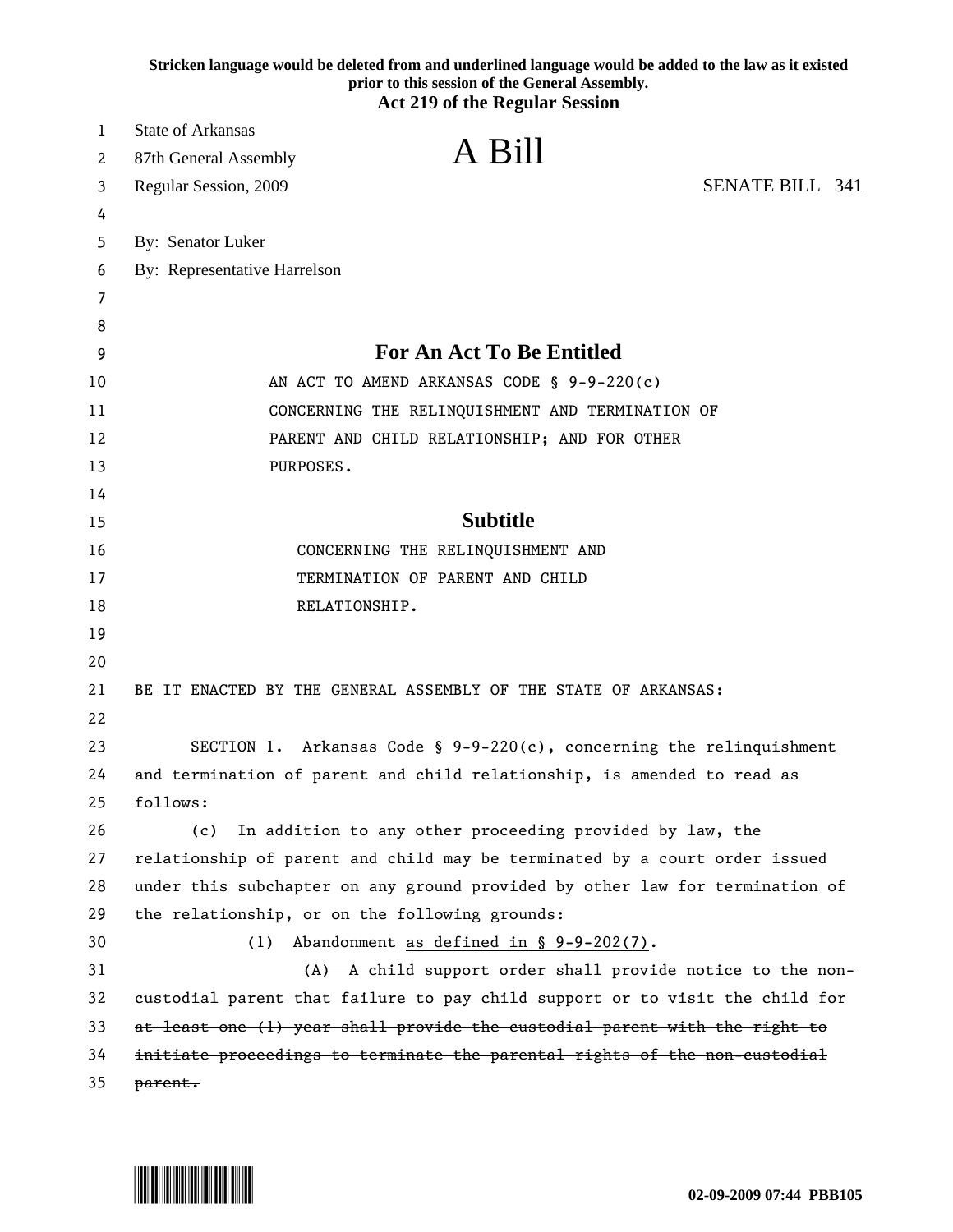**Stricken language would be deleted from and underlined language would be added to the law as it existed prior to this session of the General Assembly.**

**Act 219 of the Regular Session**

State of Arkansas
87th General Assembly
Regular Session, 2009

# A Bill

SENATE BILL 341

By: Senator Luker
By: Representative Harrelson

## For An Act To Be Entitled

AN ACT TO AMEND ARKANSAS CODE § 9-9-220(c) CONCERNING THE RELINQUISHMENT AND TERMINATION OF PARENT AND CHILD RELATIONSHIP; AND FOR OTHER PURPOSES.

## Subtitle

CONCERNING THE RELINQUISHMENT AND TERMINATION OF PARENT AND CHILD RELATIONSHIP.

BE IT ENACTED BY THE GENERAL ASSEMBLY OF THE STATE OF ARKANSAS:

SECTION 1. Arkansas Code § 9-9-220(c), concerning the relinquishment and termination of parent and child relationship, is amended to read as follows:

(c) In addition to any other proceeding provided by law, the relationship of parent and child may be terminated by a court order issued under this subchapter on any ground provided by other law for termination of the relationship, or on the following grounds:

(1) Abandonment <u>as defined in § 9-9-202(7)</u>.

~~(A) A child support order shall provide notice to the non-custodial parent that failure to pay child support or to visit the child for at least one (1) year shall provide the custodial parent with the right to initiate proceedings to terminate the parental rights of the non-custodial parent.~~

02-09-2009 07:44 PBB105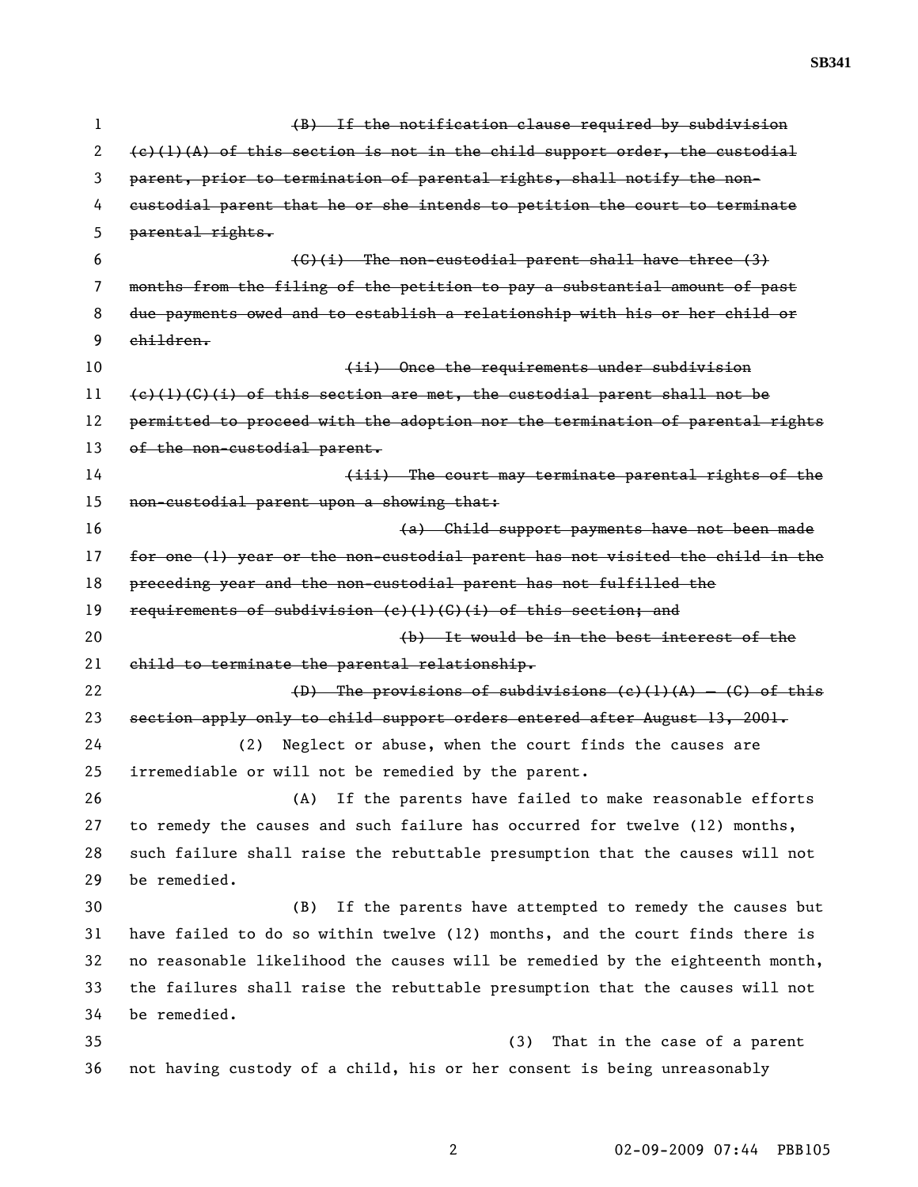~~(B) If the notification clause required by subdivision (c)(1)(A) of this section is not in the child support order, the custodial parent, prior to termination of parental rights, shall notify the non-custodial parent that he or she intends to petition the court to terminate parental rights.~~

~~(C)(i) The non-custodial parent shall have three (3) months from the filing of the petition to pay a substantial amount of past due payments owed and to establish a relationship with his or her child or children.~~

~~(ii) Once the requirements under subdivision (c)(1)(C)(i) of this section are met, the custodial parent shall not be permitted to proceed with the adoption nor the termination of parental rights of the non-custodial parent.~~

~~(iii) The court may terminate parental rights of the non-custodial parent upon a showing that:~~

~~(a) Child support payments have not been made for one (1) year or the non-custodial parent has not visited the child in the preceding year and the non-custodial parent has not fulfilled the requirements of subdivision (c)(1)(C)(i) of this section; and~~

~~(b) It would be in the best interest of the child to terminate the parental relationship.~~

~~(D) The provisions of subdivisions (c)(1)(A) – (C) of this section apply only to child support orders entered after August 13, 2001.~~

(2) Neglect or abuse, when the court finds the causes are irremediable or will not be remedied by the parent.

(A) If the parents have failed to make reasonable efforts to remedy the causes and such failure has occurred for twelve (12) months, such failure shall raise the rebuttable presumption that the causes will not be remedied.

(B) If the parents have attempted to remedy the causes but have failed to do so within twelve (12) months, and the court finds there is no reasonable likelihood the causes will be remedied by the eighteenth month, the failures shall raise the rebuttable presumption that the causes will not be remedied.

(3) That in the case of a parent not having custody of a child, his or her consent is being unreasonably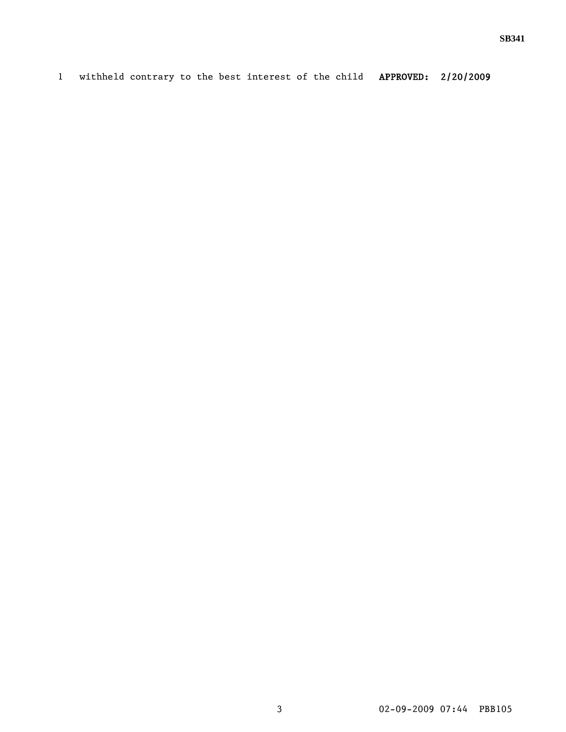1 withheld contrary to the best interest of the child **APPROVED: 2/20/2009**